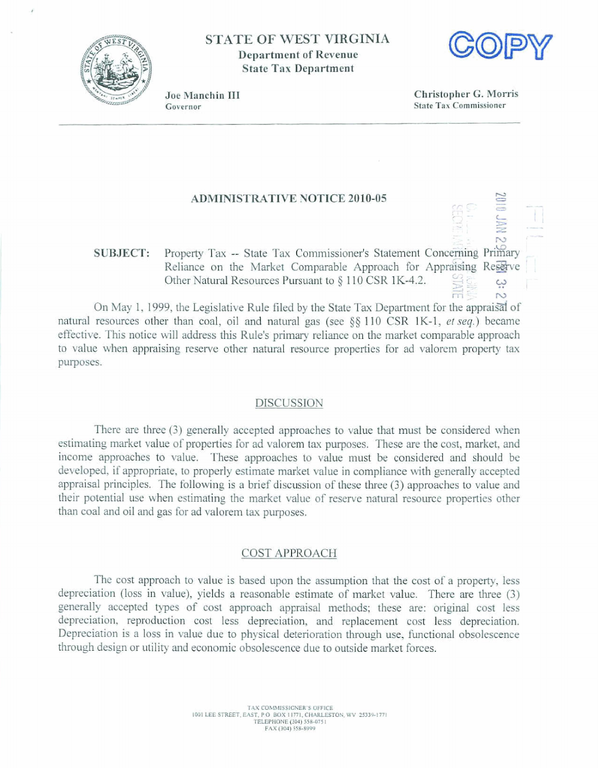# STATE OF WEST VIRGINIA
**Department of Revenue**
**State Tax Department**

COPY

**Joe Manchin III**
Governor

**Christopher G. Morris**
State Tax Commissioner

## ADMINISTRATIVE NOTICE 2010-05

**SUBJECT:** Property Tax -- State Tax Commissioner's Statement Concerning Primary Reliance on the Market Comparable Approach for Appraising Reserve Other Natural Resources Pursuant to § 110 CSR 1K-4.2.

On May 1, 1999, the Legislative Rule filed by the State Tax Department for the appraisal of natural resources other than coal, oil and natural gas (see §§ 110 CSR 1K-1, *et seq.*) became effective. This notice will address this Rule's primary reliance on the market comparable approach to value when appraising reserve other natural resource properties for ad valorem property tax purposes.

### DISCUSSION

There are three (3) generally accepted approaches to value that must be considered when estimating market value of properties for ad valorem tax purposes. These are the cost, market, and income approaches to value. These approaches to value must be considered and should be developed, if appropriate, to properly estimate market value in compliance with generally accepted appraisal principles. The following is a brief discussion of these three (3) approaches to value and their potential use when estimating the market value of reserve natural resource properties other than coal and oil and gas for ad valorem tax purposes.

### COST APPROACH

The cost approach to value is based upon the assumption that the cost of a property, less depreciation (loss in value), yields a reasonable estimate of market value. There are three (3) generally accepted types of cost approach appraisal methods; these are: original cost less depreciation, reproduction cost less depreciation, and replacement cost less depreciation. Depreciation is a loss in value due to physical deterioration through use, functional obsolescence through design or utility and economic obsolescence due to outside market forces.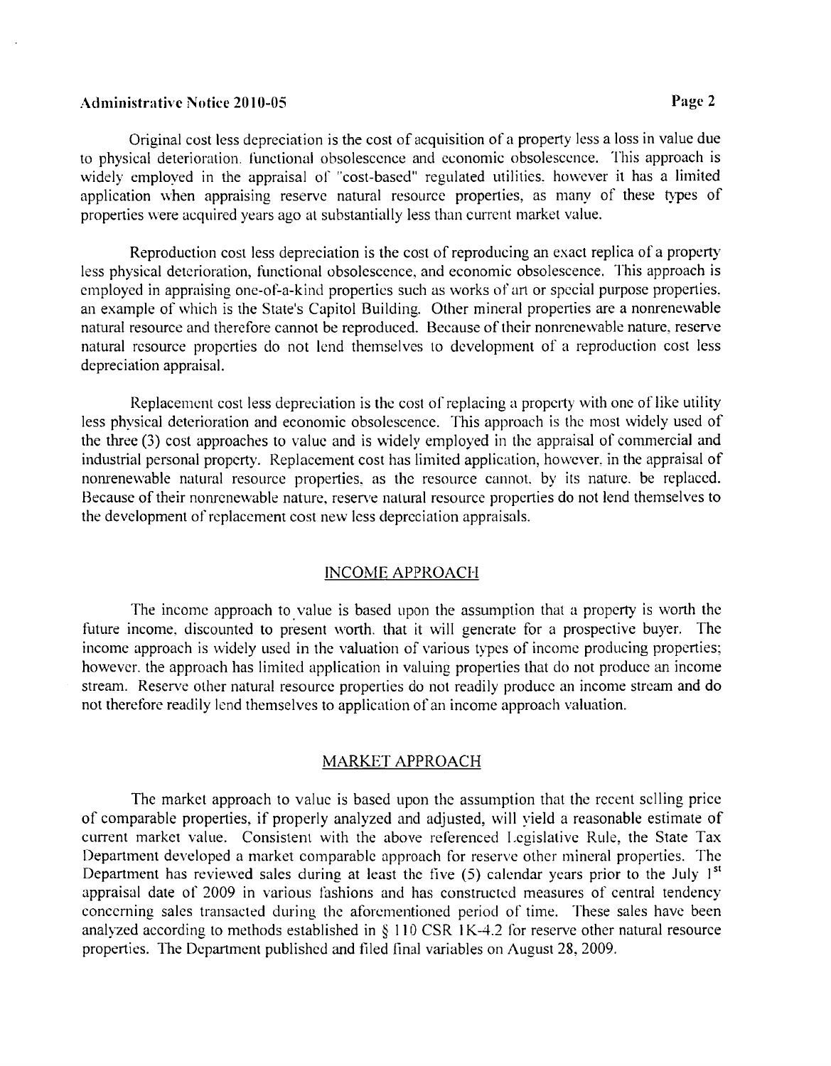Original cost less depreciation is the cost of acquisition of a property less a loss in value due to physical deterioration, functional obsolescence and economic obsolescence. This approach is widely employed in the appraisal of "cost-based" regulated utilities, however it has a limited application when appraising reserve natural resource properties, as many of these types of properties were acquired years ago at substantially less than current market value.

Reproduction cost less depreciation is the cost of reproducing an exact replica of a property less physical deterioration, functional obsolescence, and economic obsolescence. This approach is employed in appraising one-of-a-kind properties such as works of art or special purpose properties, an example of which is the State's Capitol Building. Other mineral properties are a nonrenewable natural resource and therefore cannot be reproduced. Because of their nonrenewable nature, reserve natural resource properties do not lend themselves to development of a reproduction cost less depreciation appraisal.

Replacement cost less depreciation is the cost of replacing a property with one of like utility less physical deterioration and economic obsolescence. This approach is the most widely used of the three (3) cost approaches to value and is widely employed in the appraisal of commercial and industrial personal property. Replacement cost has limited application, however, in the appraisal of nonrenewable natural resource properties, as the resource cannot, by its nature, be replaced. Because of their nonrenewable nature, reserve natural resource properties do not lend themselves to the development of replacement cost new less depreciation appraisals.

## INCOME APPROACH

The income approach to value is based upon the assumption that a property is worth the future income, discounted to present worth, that it will generate for a prospective buyer. The income approach is widely used in the valuation of various types of income producing properties; however, the approach has limited application in valuing properties that do not produce an income stream. Reserve other natural resource properties do not readily produce an income stream and do not therefore readily lend themselves to application of an income approach valuation.

## MARKET APPROACH

The market approach to value is based upon the assumption that the recent selling price of comparable properties, if properly analyzed and adjusted, will yield a reasonable estimate of current market value. Consistent with the above referenced Legislative Rule, the State Tax Department developed a market comparable approach for reserve other mineral properties. The Department has reviewed sales during at least the five (5) calendar years prior to the July 1st appraisal date of 2009 in various fashions and has constructed measures of central tendency concerning sales transacted during the aforementioned period of time. These sales have been analyzed according to methods established in § 110 CSR 1K-4.2 for reserve other natural resource properties. The Department published and filed final variables on August 28, 2009.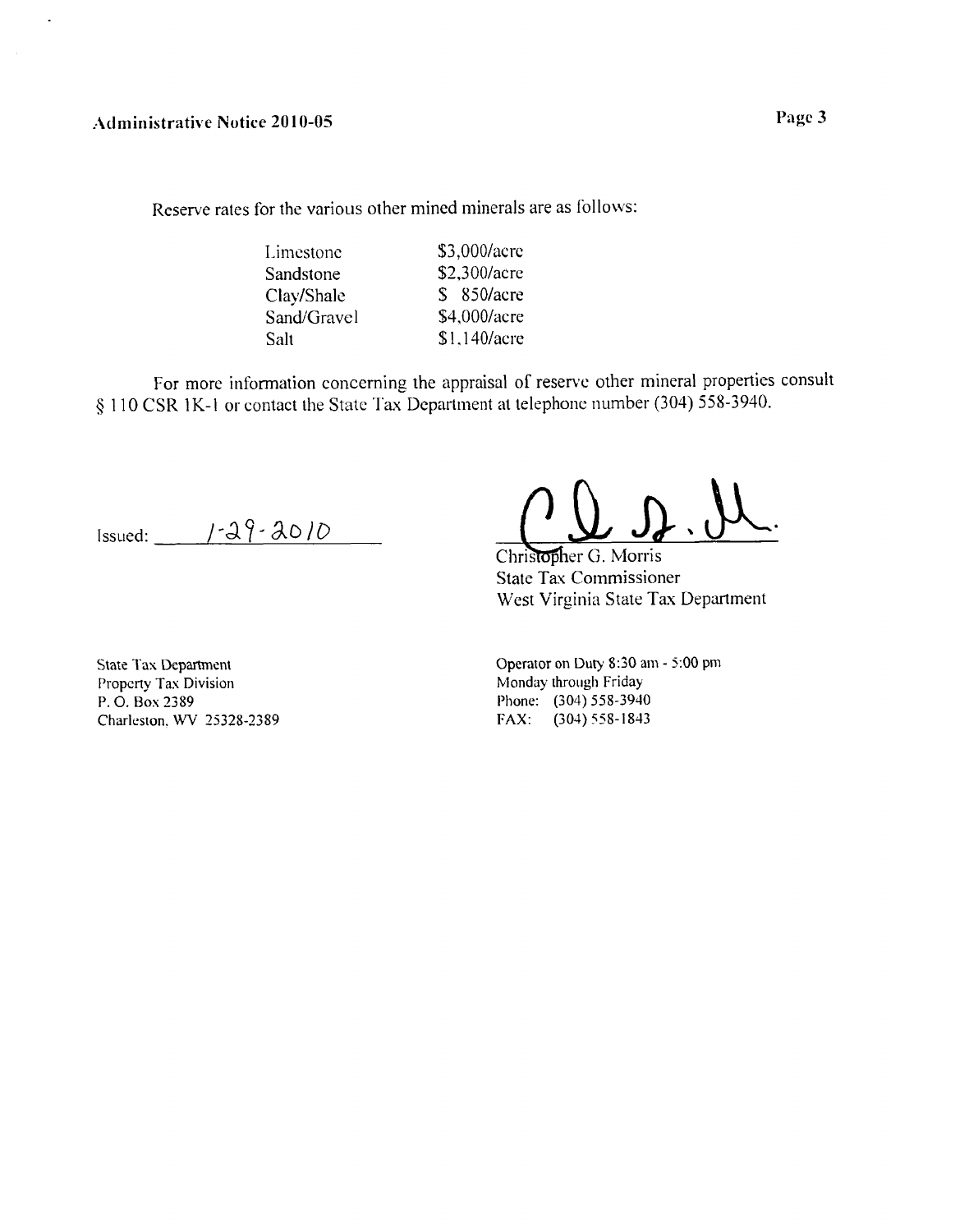Reserve rates for the various other mined minerals are as follows:

| | |
|---|---|
| Limestone | $3,000/acre |
| Sandstone | $2,300/acre |
| Clay/Shale | $ 850/acre |
| Sand/Gravel | $4,000/acre |
| Salt | $1,140/acre |

For more information concerning the appraisal of reserve other mineral properties consult § 110 CSR 1K-1 or contact the State Tax Department at telephone number (304) 558-3940.

Issued: 1-29-2010

Christopher G. Morris
State Tax Commissioner
West Virginia State Tax Department

State Tax Department
Property Tax Division
P. O. Box 2389
Charleston, WV 25328-2389

Operator on Duty 8:30 am - 5:00 pm
Monday through Friday
Phone: (304) 558-3940
FAX: (304) 558-1843